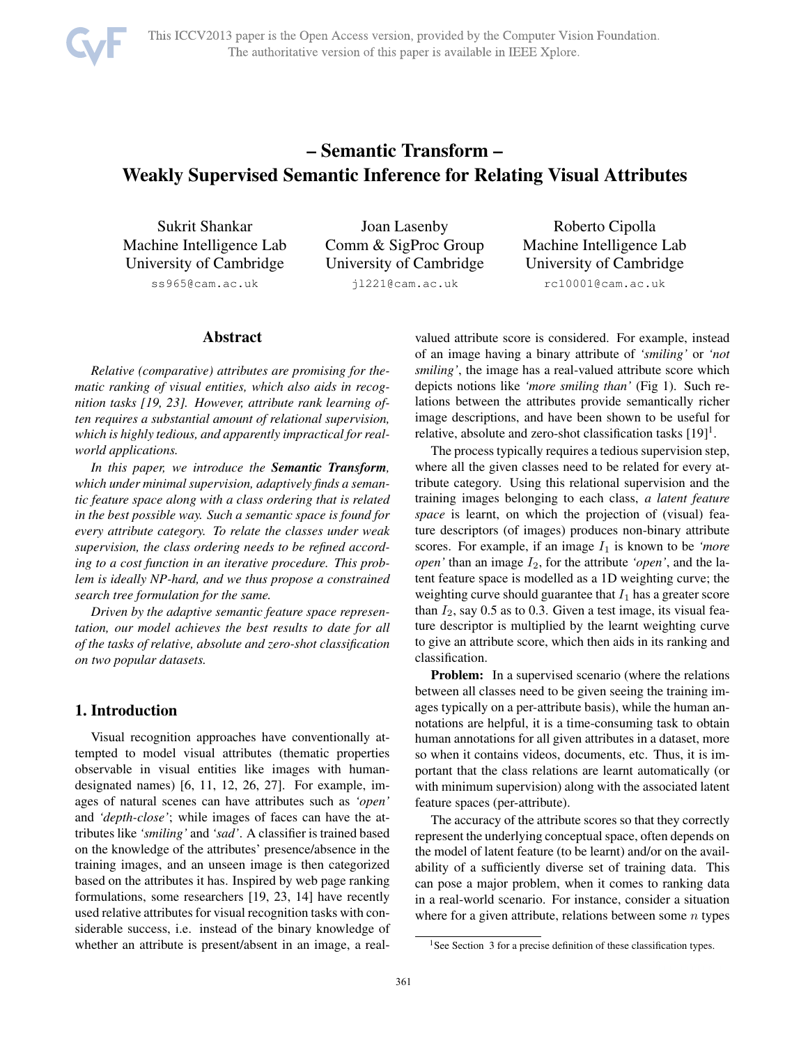# – Semantic Transform –
# Weakly Supervised Semantic Inference for Relating Visual Attributes

Sukrit Shankar
Machine Intelligence Lab
University of Cambridge
ss965@cam.ac.uk

Joan Lasenby
Comm & SigProc Group
University of Cambridge
jl221@cam.ac.uk

Roberto Cipolla
Machine Intelligence Lab
University of Cambridge
rc10001@cam.ac.uk

## Abstract

*Relative (comparative) attributes are promising for thematic ranking of visual entities, which also aids in recognition tasks [19, 23]. However, attribute rank learning often requires a substantial amount of relational supervision, which is highly tedious, and apparently impractical for real-world applications.*

*In this paper, we introduce the **Semantic Transform**, which under minimal supervision, adaptively finds a semantic feature space along with a class ordering that is related in the best possible way. Such a semantic space is found for every attribute category. To relate the classes under weak supervision, the class ordering needs to be refined according to a cost function in an iterative procedure. This problem is ideally NP-hard, and we thus propose a constrained search tree formulation for the same.*

*Driven by the adaptive semantic feature space representation, our model achieves the best results to date for all of the tasks of relative, absolute and zero-shot classification on two popular datasets.*

## 1. Introduction

Visual recognition approaches have conventionally attempted to model visual attributes (thematic properties observable in visual entities like images with human-designated names) [6, 11, 12, 26, 27]. For example, images of natural scenes can have attributes such as *'open'* and *'depth-close'*; while images of faces can have the attributes like *'smiling'* and *'sad'*. A classifier is trained based on the knowledge of the attributes' presence/absence in the training images, and an unseen image is then categorized based on the attributes it has. Inspired by web page ranking formulations, some researchers [19, 23, 14] have recently used relative attributes for visual recognition tasks with considerable success, i.e. instead of the binary knowledge of whether an attribute is present/absent in an image, a real-valued attribute score is considered. For example, instead of an image having a binary attribute of *'smiling'* or *'not smiling'*, the image has a real-valued attribute score which depicts notions like *'more smiling than'* (Fig 1). Such relations between the attributes provide semantically richer image descriptions, and have been shown to be useful for relative, absolute and zero-shot classification tasks [19][1].

The process typically requires a tedious supervision step, where all the given classes need to be related for every attribute category. Using this relational supervision and the training images belonging to each class, *a latent feature space* is learnt, on which the projection of (visual) feature descriptors (of images) produces non-binary attribute scores. For example, if an image $I_1$ is known to be *'more open'* than an image $I_2$, for the attribute *'open'*, and the latent feature space is modelled as a 1D weighting curve; the weighting curve should guarantee that $I_1$ has a greater score than $I_2$, say 0.5 as to 0.3. Given a test image, its visual feature descriptor is multiplied by the learnt weighting curve to give an attribute score, which then aids in its ranking and classification.

**Problem:** In a supervised scenario (where the relations between all classes need to be given seeing the training images typically on a per-attribute basis), while the human annotations are helpful, it is a time-consuming task to obtain human annotations for all given attributes in a dataset, more so when it contains videos, documents, etc. Thus, it is important that the class relations are learnt automatically (or with minimum supervision) along with the associated latent feature spaces (per-attribute).

The accuracy of the attribute scores so that they correctly represent the underlying conceptual space, often depends on the model of latent feature (to be learnt) and/or on the availability of a sufficiently diverse set of training data. This can pose a major problem, when it comes to ranking data in a real-world scenario. For instance, consider a situation where for a given attribute, relations between some $n$ types

[1] See Section 3 for a precise definition of these classification types.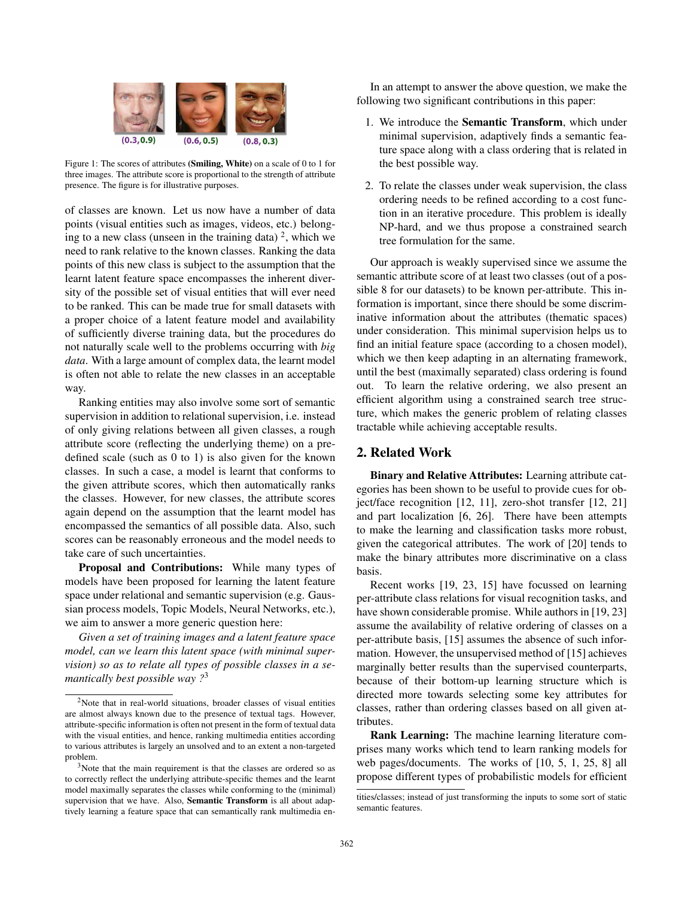Figure 1: The scores of attributes **(Smiling, White)** on a scale of 0 to 1 for three images. The attribute score is proportional to the strength of attribute presence. The figure is for illustrative purposes.

of classes are known. Let us now have a number of data points (visual entities such as images, videos, etc.) belonging to a new class (unseen in the training data) [2], which we need to rank relative to the known classes. Ranking the data points of this new class is subject to the assumption that the learnt latent feature space encompasses the inherent diversity of the possible set of visual entities that will ever need to be ranked. This can be made true for small datasets with a proper choice of a latent feature model and availability of sufficiently diverse training data, but the procedures do not naturally scale well to the problems occurring with *big data*. With a large amount of complex data, the learnt model is often not able to relate the new classes in an acceptable way.

Ranking entities may also involve some sort of semantic supervision in addition to relational supervision, i.e. instead of only giving relations between all given classes, a rough attribute score (reflecting the underlying theme) on a predefined scale (such as 0 to 1) is also given for the known classes. In such a case, a model is learnt that conforms to the given attribute scores, which then automatically ranks the classes. However, for new classes, the attribute scores again depend on the assumption that the learnt model has encompassed the semantics of all possible data. Also, such scores can be reasonably erroneous and the model needs to take care of such uncertainties.

**Proposal and Contributions:** While many types of models have been proposed for learning the latent feature space under relational and semantic supervision (e.g. Gaussian process models, Topic Models, Neural Networks, etc.), we aim to answer a more generic question here:

*Given a set of training images and a latent feature space model, can we learn this latent space (with minimal supervision) so as to relate all types of possible classes in a semantically best possible way ?*[3]

[2] Note that in real-world situations, broader classes of visual entities are almost always known due to the presence of textual tags. However, attribute-specific information is often not present in the form of textual data with the visual entities, and hence, ranking multimedia entities according to various attributes is largely an unsolved and to an extent a non-targeted problem.

[3] Note that the main requirement is that the classes are ordered so as to correctly reflect the underlying attribute-specific themes and the learnt model maximally separates the classes while conforming to the (minimal) supervision that we have. Also, **Semantic Transform** is all about adaptively learning a feature space that can semantically rank multimedia entities/classes; instead of just transforming the inputs to some sort of static semantic features.

In an attempt to answer the above question, we make the following two significant contributions in this paper:

1. We introduce the **Semantic Transform**, which under minimal supervision, adaptively finds a semantic feature space along with a class ordering that is related in the best possible way.
2. To relate the classes under weak supervision, the class ordering needs to be refined according to a cost function in an iterative procedure. This problem is ideally NP-hard, and we thus propose a constrained search tree formulation for the same.

Our approach is weakly supervised since we assume the semantic attribute score of at least two classes (out of a possible 8 for our datasets) to be known per-attribute. This information is important, since there should be some discriminative information about the attributes (thematic spaces) under consideration. This minimal supervision helps us to find an initial feature space (according to a chosen model), which we then keep adapting in an alternating framework, until the best (maximally separated) class ordering is found out. To learn the relative ordering, we also present an efficient algorithm using a constrained search tree structure, which makes the generic problem of relating classes tractable while achieving acceptable results.

## 2. Related Work

**Binary and Relative Attributes:** Learning attribute categories has been shown to be useful to provide cues for object/face recognition [12, 11], zero-shot transfer [12, 21] and part localization [6, 26]. There have been attempts to make the learning and classification tasks more robust, given the categorical attributes. The work of [20] tends to make the binary attributes more discriminative on a class basis.

Recent works [19, 23, 15] have focussed on learning per-attribute class relations for visual recognition tasks, and have shown considerable promise. While authors in [19, 23] assume the availability of relative ordering of classes on a per-attribute basis, [15] assumes the absence of such information. However, the unsupervised method of [15] achieves marginally better results than the supervised counterparts, because of their bottom-up learning structure which is directed more towards selecting some key attributes for classes, rather than ordering classes based on all given attributes.

**Rank Learning:** The machine learning literature comprises many works which tend to learn ranking models for web pages/documents. The works of [10, 5, 1, 25, 8] all propose different types of probabilistic models for efficient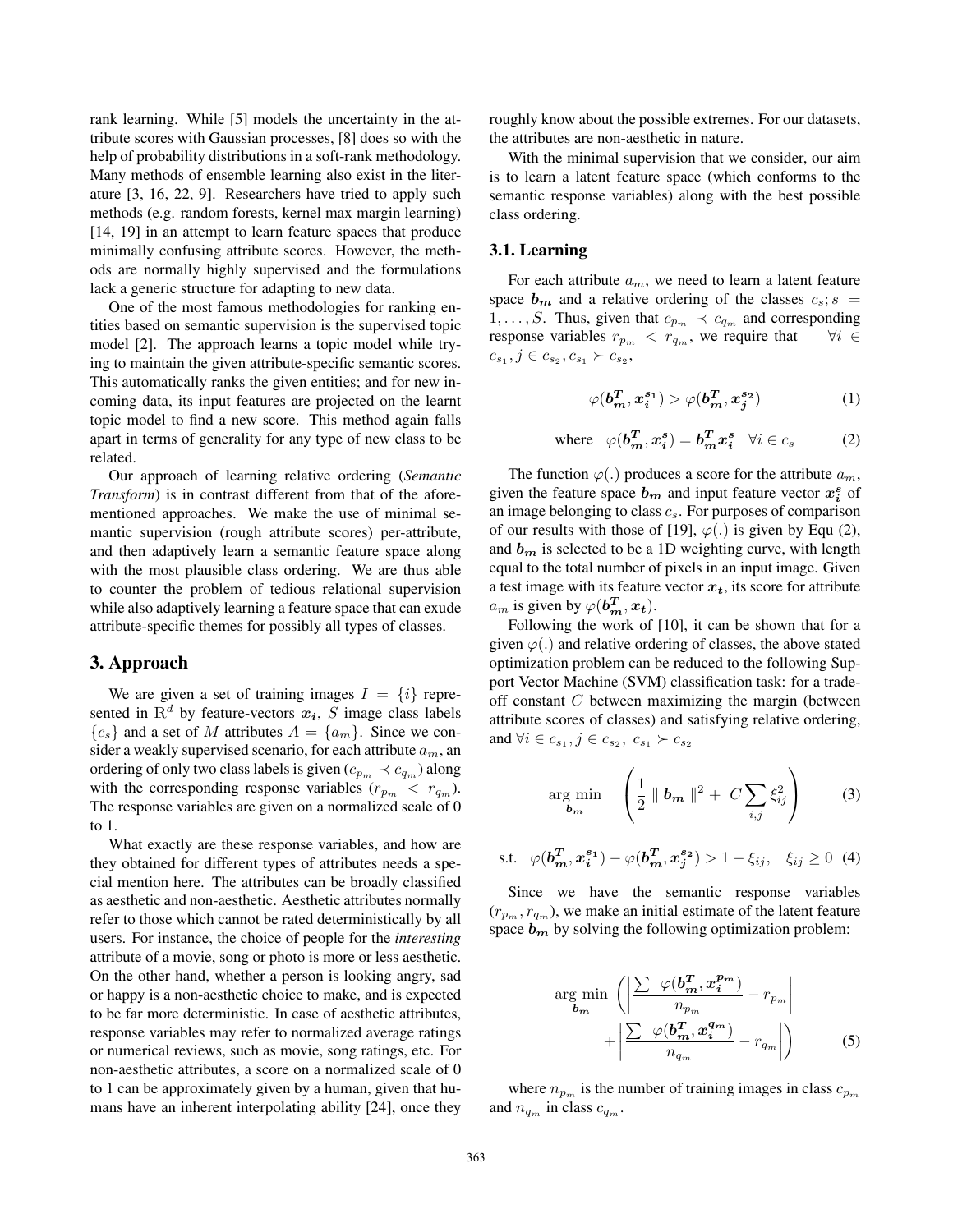rank learning. While [5] models the uncertainty in the attribute scores with Gaussian processes, [8] does so with the help of probability distributions in a soft-rank methodology. Many methods of ensemble learning also exist in the literature [3, 16, 22, 9]. Researchers have tried to apply such methods (e.g. random forests, kernel max margin learning) [14, 19] in an attempt to learn feature spaces that produce minimally confusing attribute scores. However, the methods are normally highly supervised and the formulations lack a generic structure for adapting to new data.

One of the most famous methodologies for ranking entities based on semantic supervision is the supervised topic model [2]. The approach learns a topic model while trying to maintain the given attribute-specific semantic scores. This automatically ranks the given entities; and for new incoming data, its input features are projected on the learnt topic model to find a new score. This method again falls apart in terms of generality for any type of new class to be related.

Our approach of learning relative ordering (*Semantic Transform*) is in contrast different from that of the aforementioned approaches. We make the use of minimal semantic supervision (rough attribute scores) per-attribute, and then adaptively learn a semantic feature space along with the most plausible class ordering. We are thus able to counter the problem of tedious relational supervision while also adaptively learning a feature space that can exude attribute-specific themes for possibly all types of classes.

# 3. Approach

We are given a set of training images $I = \{i\}$ represented in $\mathbb{R}^d$ by feature-vectors $\boldsymbol{x_i}$, $S$ image class labels $\{c_s\}$ and a set of $M$ attributes $A = \{a_m\}$. Since we consider a weakly supervised scenario, for each attribute $a_m$, an ordering of only two class labels is given ($c_{p_m} \prec c_{q_m}$) along with the corresponding response variables ($r_{p_m} < r_{q_m}$). The response variables are given on a normalized scale of 0 to 1.

What exactly are these response variables, and how are they obtained for different types of attributes needs a special mention here. The attributes can be broadly classified as aesthetic and non-aesthetic. Aesthetic attributes normally refer to those which cannot be rated deterministically by all users. For instance, the choice of people for the *interesting* attribute of a movie, song or photo is more or less aesthetic. On the other hand, whether a person is looking angry, sad or happy is a non-aesthetic choice to make, and is expected to be far more deterministic. In case of aesthetic attributes, response variables may refer to normalized average ratings or numerical reviews, such as movie, song ratings, etc. For non-aesthetic attributes, a score on a normalized scale of 0 to 1 can be approximately given by a human, given that humans have an inherent interpolating ability [24], once they roughly know about the possible extremes. For our datasets, the attributes are non-aesthetic in nature.

With the minimal supervision that we consider, our aim is to learn a latent feature space (which conforms to the semantic response variables) along with the best possible class ordering.

## 3.1. Learning

For each attribute $a_m$, we need to learn a latent feature space $\boldsymbol{b_m}$ and a relative ordering of the classes $c_s; s = 1, \ldots, S$. Thus, given that $c_{p_m} \prec c_{q_m}$ and corresponding response variables $r_{p_m} < r_{q_m}$, we require that $\forall i \in c_{s_1}, j \in c_{s_2}, c_{s_1} \succ c_{s_2}$,

$$\varphi(\boldsymbol{b_m^T}, \boldsymbol{x_i^{s_1}}) > \varphi(\boldsymbol{b_m^T}, \boldsymbol{x_j^{s_2}}) \tag{1}$$

$$\text{where} \quad \varphi(\boldsymbol{b_m^T}, \boldsymbol{x_i^s}) = \boldsymbol{b_m^T} \boldsymbol{x_i^s} \quad \forall i \in c_s \tag{2}$$

The function $\varphi(.)$ produces a score for the attribute $a_m$, given the feature space $\boldsymbol{b_m}$ and input feature vector $\boldsymbol{x_i^s}$ of an image belonging to class $c_s$. For purposes of comparison of our results with those of [19], $\varphi(.)$ is given by Equ (2), and $\boldsymbol{b_m}$ is selected to be a 1D weighting curve, with length equal to the total number of pixels in an input image. Given a test image with its feature vector $\boldsymbol{x_t}$, its score for attribute $a_m$ is given by $\varphi(\boldsymbol{b_m^T}, \boldsymbol{x_t})$.

Following the work of [10], it can be shown that for a given $\varphi(.)$ and relative ordering of classes, the above stated optimization problem can be reduced to the following Support Vector Machine (SVM) classification task: for a trade-off constant $C$ between maximizing the margin (between attribute scores of classes) and satisfying relative ordering, and $\forall i \in c_{s_1}, j \in c_{s_2}, \ c_{s_1} \succ c_{s_2}$

$$\underset{\boldsymbol{b_m}}{\arg\min} \quad \left( \frac{1}{2} \parallel \boldsymbol{b_m} \parallel^2 + \ C \sum_{i,j} \xi_{ij}^2 \right) \tag{3}$$

$$\text{s.t.} \quad \varphi(\boldsymbol{b_m^T}, \boldsymbol{x_i^{s_1}}) - \varphi(\boldsymbol{b_m^T}, \boldsymbol{x_j^{s_2}}) > 1 - \xi_{ij}, \quad \xi_{ij} \geq 0 \tag{4}$$

Since we have the semantic response variables $(r_{p_m}, r_{q_m})$, we make an initial estimate of the latent feature space $\boldsymbol{b_m}$ by solving the following optimization problem:

$$\underset{\boldsymbol{b_m}}{\arg\min} \left( \left| \frac{\sum \ \varphi(\boldsymbol{b_m^T}, \boldsymbol{x_i^{p_m}})}{n_{p_m}} - r_{p_m} \right| + \left| \frac{\sum \ \varphi(\boldsymbol{b_m^T}, \boldsymbol{x_i^{q_m}})}{n_{q_m}} - r_{q_m} \right| \right) \tag{5}$$

where $n_{p_m}$ is the number of training images in class $c_{p_m}$ and $n_{q_m}$ in class $c_{q_m}$.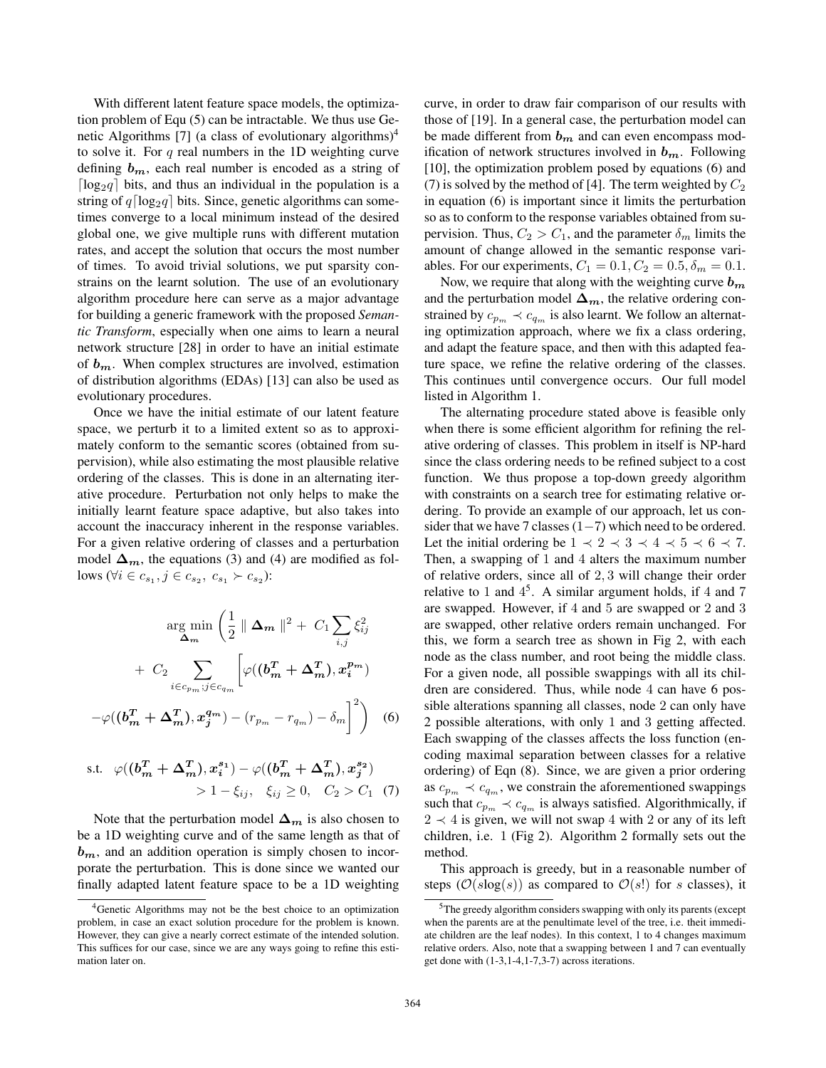With different latent feature space models, the optimization problem of Equ (5) can be intractable. We thus use Genetic Algorithms [7] (a class of evolutionary algorithms)[4] to solve it. For $q$ real numbers in the 1D weighting curve defining $\boldsymbol{b_m}$, each real number is encoded as a string of $\lceil \log_2 q \rceil$ bits, and thus an individual in the population is a string of $q\lceil \log_2 q \rceil$ bits. Since, genetic algorithms can sometimes converge to a local minimum instead of the desired global one, we give multiple runs with different mutation rates, and accept the solution that occurs the most number of times. To avoid trivial solutions, we put sparsity constrains on the learnt solution. The use of an evolutionary algorithm procedure here can serve as a major advantage for building a generic framework with the proposed *Semantic Transform*, especially when one aims to learn a neural network structure [28] in order to have an initial estimate of $\boldsymbol{b_m}$. When complex structures are involved, estimation of distribution algorithms (EDAs) [13] can also be used as evolutionary procedures.

Once we have the initial estimate of our latent feature space, we perturb it to a limited extent so as to approximately conform to the semantic scores (obtained from supervision), while also estimating the most plausible relative ordering of the classes. This is done in an alternating iterative procedure. Perturbation not only helps to make the initially learnt feature space adaptive, but also takes into account the inaccuracy inherent in the response variables. For a given relative ordering of classes and a perturbation model $\boldsymbol{\Delta_m}$, the equations (3) and (4) are modified as follows ($\forall i \in c_{s_1}, j \in c_{s_2},\ c_{s_1} \succ c_{s_2}$):

$$\arg\min_{\boldsymbol{\Delta_m}} \Bigg( \frac{1}{2} \parallel \boldsymbol{\Delta_m} \parallel^2 +\ C_1 \sum_{i,j} \xi_{ij}^2 + \ C_2 \sum_{i \in c_{p_m}; j \in c_{q_m}} \bigg[ \varphi((\boldsymbol{b_m^T} + \boldsymbol{\Delta_m^T}), \boldsymbol{x_i^{p_m}}) - \varphi((\boldsymbol{b_m^T} + \boldsymbol{\Delta_m^T}), \boldsymbol{x_j^{q_m}}) - (r_{p_m} - r_{q_m}) - \delta_m \bigg]^2 \Bigg) \quad (6)$$

$$\text{s.t.} \quad \varphi((\boldsymbol{b_m^T} + \boldsymbol{\Delta_m^T}), \boldsymbol{x_i^{s_1}}) - \varphi((\boldsymbol{b_m^T} + \boldsymbol{\Delta_m^T}), \boldsymbol{x_j^{s_2}}) > 1 - \xi_{ij}, \quad \xi_{ij} \geq 0, \quad C_2 > C_1 \quad (7)$$

Note that the perturbation model $\boldsymbol{\Delta_m}$ is also chosen to be a 1D weighting curve and of the same length as that of $\boldsymbol{b_m}$, and an addition operation is simply chosen to incorporate the perturbation. This is done since we wanted our finally adapted latent feature space to be a 1D weighting curve, in order to draw fair comparison of our results with those of [19]. In a general case, the perturbation model can be made different from $\boldsymbol{b_m}$ and can even encompass modification of network structures involved in $\boldsymbol{b_m}$. Following [10], the optimization problem posed by equations (6) and (7) is solved by the method of [4]. The term weighted by $C_2$ in equation (6) is important since it limits the perturbation so as to conform to the response variables obtained from supervision. Thus, $C_2 > C_1$, and the parameter $\delta_m$ limits the amount of change allowed in the semantic response variables. For our experiments, $C_1 = 0.1, C_2 = 0.5, \delta_m = 0.1$.

Now, we require that along with the weighting curve $\boldsymbol{b_m}$ and the perturbation model $\boldsymbol{\Delta_m}$, the relative ordering constrained by $c_{p_m} \prec c_{q_m}$ is also learnt. We follow an alternating optimization approach, where we fix a class ordering, and adapt the feature space, and then with this adapted feature space, we refine the relative ordering of the classes. This continues until convergence occurs. Our full model listed in Algorithm 1.

The alternating procedure stated above is feasible only when there is some efficient algorithm for refining the relative ordering of classes. This problem in itself is NP-hard since the class ordering needs to be refined subject to a cost function. We thus propose a top-down greedy algorithm with constraints on a search tree for estimating relative ordering. To provide an example of our approach, let us consider that we have 7 classes ($1-7$) which need to be ordered. Let the initial ordering be $1 \prec 2 \prec 3 \prec 4 \prec 5 \prec 6 \prec 7$. Then, a swapping of 1 and 4 alters the maximum number of relative orders, since all of 2, 3 will change their order relative to 1 and 4[5]. A similar argument holds, if 4 and 7 are swapped. However, if 4 and 5 are swapped or 2 and 3 are swapped, other relative orders remain unchanged. For this, we form a search tree as shown in Fig 2, with each node as the class number, and root being the middle class. For a given node, all possible swappings with all its children are considered. Thus, while node 4 can have 6 possible alterations spanning all classes, node 2 can only have 2 possible alterations, with only 1 and 3 getting affected. Each swapping of the classes affects the loss function (encoding maximal separation between classes for a relative ordering) of Eqn (8). Since, we are given a prior ordering as $c_{p_m} \prec c_{q_m}$, we constrain the aforementioned swappings such that $c_{p_m} \prec c_{q_m}$ is always satisfied. Algorithmically, if $2 \prec 4$ is given, we will not swap 4 with 2 or any of its left children, i.e. 1 (Fig 2). Algorithm 2 formally sets out the method.

This approach is greedy, but in a reasonable number of steps ($\mathcal{O}(s\log(s))$ as compared to $\mathcal{O}(s!)$ for $s$ classes), it

[4] Genetic Algorithms may not be the best choice to an optimization problem, in case an exact solution procedure for the problem is known. However, they can give a nearly correct estimate of the intended solution. This suffices for our case, since we are any ways going to refine this estimation later on.

[5] The greedy algorithm considers swapping with only its parents (except when the parents are at the penultimate level of the tree, i.e. theit immediate children are the leaf nodes). In this context, 1 to 4 changes maximum relative orders. Also, note that a swapping between 1 and 7 can eventually get done with (1-3,1-4,1-7,3-7) across iterations.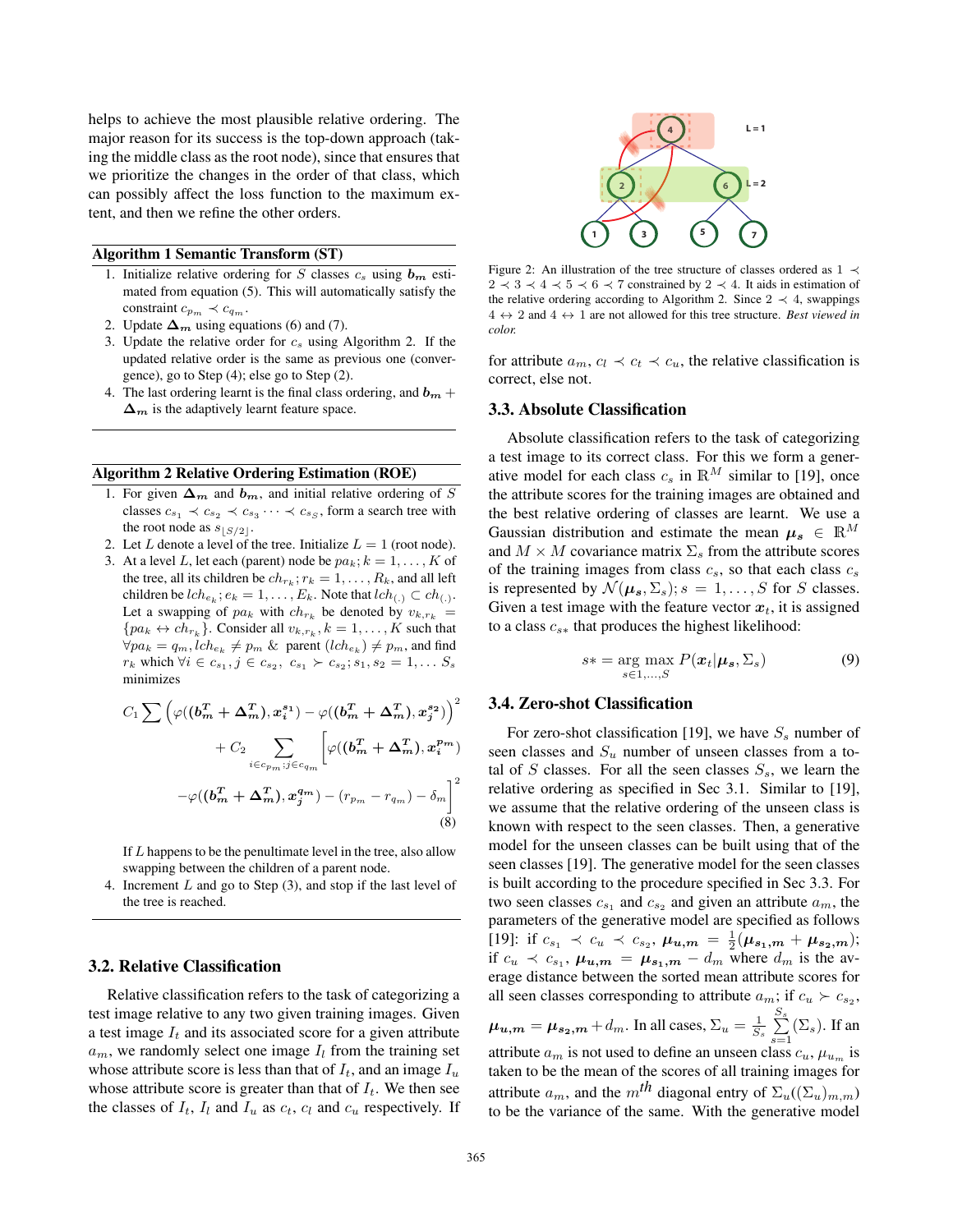helps to achieve the most plausible relative ordering. The major reason for its success is the top-down approach (taking the middle class as the root node), since that ensures that we prioritize the changes in the order of that class, which can possibly affect the loss function to the maximum extent, and then we refine the other orders.

**Algorithm 1 Semantic Transform (ST)**

1. Initialize relative ordering for $S$ classes $c_s$ using $\boldsymbol{b_m}$ estimated from equation (5). This will automatically satisfy the constraint $c_{p_m} \prec c_{q_m}$.
2. Update $\boldsymbol{\Delta_m}$ using equations (6) and (7).
3. Update the relative order for $c_s$ using Algorithm 2. If the updated relative order is the same as previous one (convergence), go to Step (4); else go to Step (2).
4. The last ordering learnt is the final class ordering, and $\boldsymbol{b_m} + \boldsymbol{\Delta_m}$ is the adaptively learnt feature space.

**Algorithm 2 Relative Ordering Estimation (ROE)**

1. For given $\boldsymbol{\Delta_m}$ and $\boldsymbol{b_m}$, and initial relative ordering of $S$ classes $c_{s_1} \prec c_{s_2} \prec c_{s_3} \cdots \prec c_{s_S}$, form a search tree with the root node as $s_{\lfloor S/2 \rfloor}$.
2. Let $L$ denote a level of the tree. Initialize $L = 1$ (root node).
3. At a level $L$, let each (parent) node be $pa_k; k = 1, \ldots, K$ of the tree, all its children be $ch_{r_k}; r_k = 1, \ldots, R_k$, and all left children be $lch_{e_k}; e_k = 1, \ldots, E_k$. Note that $lch_{(.)} \subset ch_{(.)}$. Let a swapping of $pa_k$ with $ch_{r_k}$ be denoted by $v_{k,r_k} = \{pa_k \leftrightarrow ch_{r_k}\}$. Consider all $v_{k,r_k}, k = 1, \ldots, K$ such that $\forall pa_k = q_m, lch_{e_k} \neq p_m$ & parent $(lch_{e_k}) \neq p_m$, and find $r_k$ which $\forall i \in c_{s_1}, j \in c_{s_2},\ c_{s_1} \succ c_{s_2}; s_1, s_2 = 1, \ldots S_s$ minimizes

$$
\begin{aligned}
&C_1 \sum \Big(\varphi((\boldsymbol{b_m^T} + \boldsymbol{\Delta_m^T}), \boldsymbol{x_i^{s_1}}) - \varphi((\boldsymbol{b_m^T} + \boldsymbol{\Delta_m^T}), \boldsymbol{x_j^{s_2}})\Big)^2 \\
&\quad + C_2 \sum_{i \in c_{p_m}; j \in c_{q_m}} \Big[\varphi((\boldsymbol{b_m^T} + \boldsymbol{\Delta_m^T}), \boldsymbol{x_i^{p_m}}) \\
&\quad - \varphi((\boldsymbol{b_m^T} + \boldsymbol{\Delta_m^T}), \boldsymbol{x_j^{q_m}}) - (r_{p_m} - r_{q_m}) - \delta_m\Big]^2
\end{aligned} \tag{8}
$$

   If $L$ happens to be the penultimate level in the tree, also allow swapping between the children of a parent node.
4. Increment $L$ and go to Step (3), and stop if the last level of the tree is reached.

### 3.2. Relative Classification

Relative classification refers to the task of categorizing a test image relative to any two given training images. Given a test image $I_t$ and its associated score for a given attribute $a_m$, we randomly select one image $I_l$ from the training set whose attribute score is less than that of $I_t$, and an image $I_u$ whose attribute score is greater than that of $I_t$. We then see the classes of $I_t$, $I_l$ and $I_u$ as $c_t$, $c_l$ and $c_u$ respectively. If for attribute $a_m$, $c_l \prec c_t \prec c_u$, the relative classification is correct, else not.

Figure 2: An illustration of the tree structure of classes ordered as $1 \prec 2 \prec 3 \prec 4 \prec 5 \prec 6 \prec 7$ constrained by $2 \prec 4$. It aids in estimation of the relative ordering according to Algorithm 2. Since $2 \prec 4$, swappings $4 \leftrightarrow 2$ and $4 \leftrightarrow 1$ are not allowed for this tree structure. *Best viewed in color.*

### 3.3. Absolute Classification

Absolute classification refers to the task of categorizing a test image to its correct class. For this we form a generative model for each class $c_s$ in $\mathbb{R}^M$ similar to [19], once the attribute scores for the training images are obtained and the best relative ordering of classes are learnt. We use a Gaussian distribution and estimate the mean $\boldsymbol{\mu_s} \in \mathbb{R}^M$ and $M \times M$ covariance matrix $\Sigma_s$ from the attribute scores of the training images from class $c_s$, so that each class $c_s$ is represented by $\mathcal{N}(\boldsymbol{\mu_s}, \Sigma_s); s = 1, \ldots, S$ for $S$ classes. Given a test image with the feature vector $\boldsymbol{x}_t$, it is assigned to a class $c_{s*}$ that produces the highest likelihood:

$$
s* = \underset{s \in 1, \ldots, S}{\arg\max}\ P(\boldsymbol{x}_t | \boldsymbol{\mu_s}, \Sigma_s) \tag{9}
$$

### 3.4. Zero-shot Classification

For zero-shot classification [19], we have $S_s$ number of seen classes and $S_u$ number of unseen classes from a total of $S$ classes. For all the seen classes $S_s$, we learn the relative ordering as specified in Sec 3.1. Similar to [19], we assume that the relative ordering of the unseen class is known with respect to the seen classes. Then, a generative model for the unseen classes can be built using that of the seen classes [19]. The generative model for the seen classes is built according to the procedure specified in Sec 3.3. For two seen classes $c_{s_1}$ and $c_{s_2}$ and given an attribute $a_m$, the parameters of the generative model are specified as follows [19]: if $c_{s_1} \prec c_u \prec c_{s_2}$, $\boldsymbol{\mu_{u,m}} = \frac{1}{2}(\boldsymbol{\mu_{s_1,m}} + \boldsymbol{\mu_{s_2,m}})$; if $c_u \prec c_{s_1}$, $\boldsymbol{\mu_{u,m}} = \boldsymbol{\mu_{s_1,m}} - d_m$ where $d_m$ is the average distance between the sorted mean attribute scores for all seen classes corresponding to attribute $a_m$; if $c_u \succ c_{s_2}$, $\boldsymbol{\mu_{u,m}} = \boldsymbol{\mu_{s_2,m}} + d_m$. In all cases, $\Sigma_u = \frac{1}{S_s} \sum_{s=1}^{S_s} (\Sigma_s)$. If an attribute $a_m$ is not used to define an unseen class $c_u$, $\mu_{u_m}$ is taken to be the mean of the scores of all training images for attribute $a_m$, and the $m^{th}$ diagonal entry of $\Sigma_u ((\Sigma_u)_{m,m})$ to be the variance of the same. With the generative model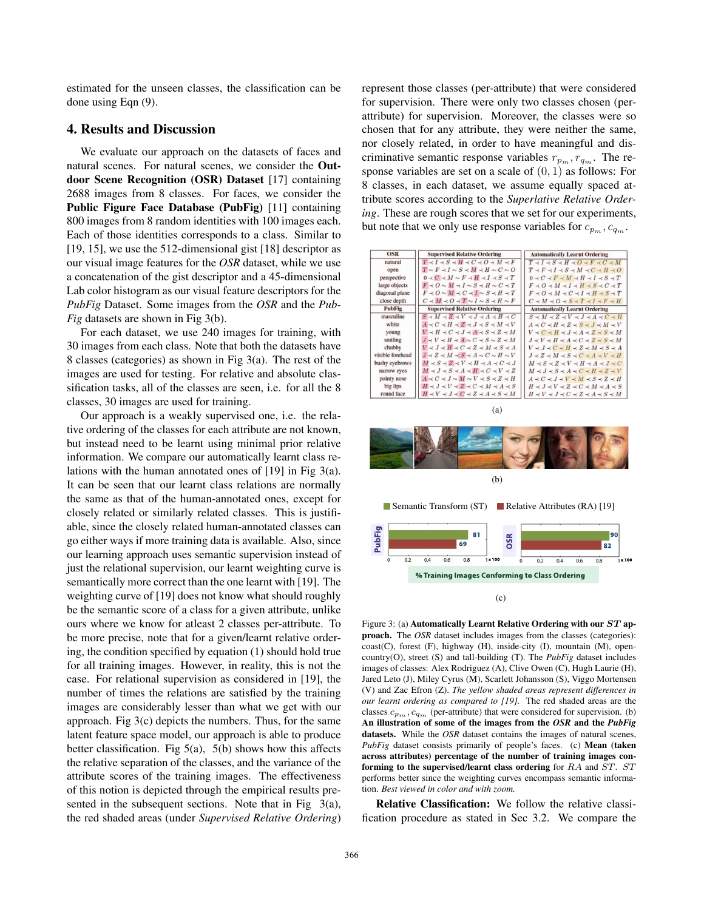estimated for the unseen classes, the classification can be done using Eqn (9).

## 4. Results and Discussion

We evaluate our approach on the datasets of faces and natural scenes. For natural scenes, we consider the **Outdoor Scene Recognition (OSR) Dataset** [17] containing 2688 images from 8 classes. For faces, we consider the **Public Figure Face Database (PubFig)** [11] containing 800 images from 8 random identities with 100 images each. Each of those identities corresponds to a class. Similar to [19, 15], we use the 512-dimensional gist [18] descriptor as our visual image features for the *OSR* dataset, while we use a concatenation of the gist descriptor and a 45-dimensional Lab color histogram as our visual feature descriptors for the *PubFig* Dataset. Some images from the *OSR* and the *PubFig* datasets are shown in Fig 3(b).

For each dataset, we use 240 images for training, with 30 images from each class. Note that both the datasets have 8 classes (categories) as shown in Fig 3(a). The rest of the images are used for testing. For relative and absolute classification tasks, all of the classes are seen, i.e. for all the 8 classes, 30 images are used for training.

Our approach is a weakly supervised one, i.e. the relative ordering of the classes for each attribute are not known, but instead need to be learnt using minimal prior relative information. We compare our automatically learnt class relations with the human annotated ones of [19] in Fig 3(a). It can be seen that our learnt class relations are normally the same as that of the human-annotated ones, except for closely related or similarly related classes. This is justifiable, since the closely related human-annotated classes can go either ways if more training data is available. Also, since our learning approach uses semantic supervision instead of just the relational supervision, our learnt weighting curve is semantically more correct than the one learnt with [19]. The weighting curve of [19] does not know what should roughly be the semantic score of a class for a given attribute, unlike ours where we know for atleast 2 classes per-attribute. To be more precise, note that for a given/learnt relative ordering, the condition specified by equation (1) should hold true for all training images. However, in reality, this is not the case. For relational supervision as considered in [19], the number of times the relations are satisfied by the training images are considerably lesser than what we get with our approach. Fig 3(c) depicts the numbers. Thus, for the same latent feature space model, our approach is able to produce better classification. Fig 5(a), 5(b) shows how this affects the relative separation of the classes, and the variance of the attribute scores of the training images. The effectiveness of this notion is depicted through the empirical results presented in the subsequent sections. Note that in Fig 3(a), the red shaded areas (under *Supervised Relative Ordering*) represent those classes (per-attribute) that were considered for supervision. There were only two classes chosen (per-attribute) for supervision. Moreover, the classes were so chosen that for any attribute, they were neither the same, nor closely related, in order to have meaningful and discriminative semantic response variables $r_{p_m}, r_{q_m}$. The response variables are set on a scale of $(0, 1)$ as follows: For 8 classes, in each dataset, we assume equally spaced attribute scores according to the *Superlative Relative Ordering*. These are rough scores that we set for our experiments, but note that we only use response variables for $c_{p_m}, c_{q_m}$.

| OSR | Supervised Relative Ordering | Automatically Learnt Ordering |
|---|---|---|
| natural | $T \prec I \prec S \prec H \prec C \prec O \prec M \prec F$ | $T \prec I \prec S \prec H \prec O \prec F \prec C \prec M$ |
| open | $T \sim F \prec I \sim S \prec M \prec H \sim C \sim O$ | $T \prec F \prec I \prec S \prec M \prec C \prec H \prec O$ |
| perspective | $O \prec C \prec M \sim F \prec H \prec I \prec S \prec T$ | $O \prec C \prec F \prec M \prec H \prec I \prec S \prec T$ |
| large objects | $F \prec O \sim M \prec I \sim S \prec H \sim C \prec T$ | $F \prec O \prec M \prec I \prec H \prec S \prec C \prec T$ |
| diagonal plane | $F \prec O \sim M \prec C \prec I \sim S \prec H \prec T$ | $F \prec O \prec M \prec C \prec I \prec H \prec S \prec T$ |
| close depth | $C \prec M \prec O \prec T \sim I \sim S \prec H \sim F$ | $C \prec M \prec O \prec S \prec T \prec I \prec F \prec H$ |
| **PubFig** | **Supervised Relative Ordering** | **Automatically Learnt Ordering** |
| masculine | $S \prec M \prec Z \prec V \prec J \prec A \prec H \prec C$ | $S \prec M \prec Z \prec V \prec J \prec A \prec C \prec H$ |
| white | $A \prec C \prec H \prec Z \prec J \prec S \prec M \prec V$ | $A \prec C \prec H \prec Z \prec S \prec J \prec M \prec V$ |
| young | $V \prec H \prec C \prec J \prec A \prec S \prec Z \prec M$ | $V \prec C \prec H \prec J \prec A \prec Z \prec S \prec M$ |
| smiling | $J \prec V \prec H \prec A \sim C \prec S \sim Z \prec M$ | $J \prec V \prec H \prec A \prec C \prec Z \prec S \prec M$ |
| chubby | $V \prec J \prec H \prec C \prec Z \prec M \prec S \prec A$ | $V \prec J \prec C \prec H \prec Z \prec M \prec S \prec A$ |
| visible forehead | $J \prec Z \prec M \prec S \prec A \sim C \sim H \sim V$ | $J \prec Z \prec M \prec S \prec C \prec A \prec V \prec H$ |
| bushy eyebrows | $M \prec S \prec Z \prec V \prec H \prec A \prec C \prec J$ | $M \prec S \prec Z \prec V \prec H \prec A \prec J \prec C$ |
| narrow eyes | $M \prec J \prec S \prec A \prec H \prec C \prec V \prec Z$ | $M \prec J \prec S \prec A \prec C \prec H \prec Z \prec V$ |
| pointy nose | $A \prec C \prec J \sim M \sim V \prec S \prec Z \prec H$ | $A \prec C \prec J \prec V \prec M \prec S \prec Z \prec H$ |
| big lips | $H \prec J \prec V \prec Z \prec C \prec M \prec A \prec S$ | $H \prec J \prec V \prec Z \prec C \prec M \prec A \prec S$ |
| round face | $H \prec V \prec J \prec C \prec Z \prec A \prec S \prec M$ | $H \prec V \prec J \prec C \prec Z \prec A \prec S \prec M$ |

(a)

(b)

Semantic Transform (ST) / Relative Attributes (RA) [19]

% Training Images Conforming to Class Ordering — PubFig: ST 81, RA 69; OSR: ST 90, RA 82

(c)

Figure 3: (a) **Automatically Learnt Relative Ordering with our $ST$ approach.** The *OSR* dataset includes images from the classes (categories): coast(C), forest (F), highway (H), inside-city (I), mountain (M), open-country(O), street (S) and tall-building (T). The *PubFig* dataset includes images of classes: Alex Rodriguez (A), Clive Owen (C), Hugh Laurie (H), Jared Leto (J), Miley Cyrus (M), Scarlett Johansson (S), Viggo Mortensen (V) and Zac Efron (Z). *The yellow shaded areas represent differences in our learnt ordering as compared to [19].* The red shaded areas are the classes $c_{p_m}, c_{q_m}$ (per-attribute) that were considered for supervision. (b) **An illustration of some of the images from the *OSR* and the *PubFig* datasets.** While the *OSR* dataset contains the images of natural scenes, *PubFig* dataset consists primarily of people's faces. (c) **Mean (taken across attributes) percentage of the number of training images conforming to the supervised/learnt class ordering** for $RA$ and $ST$. $ST$ performs better since the weighting curves encompass semantic information. *Best viewed in color and with zoom.*

**Relative Classification:** We follow the relative classification procedure as stated in Sec 3.2. We compare the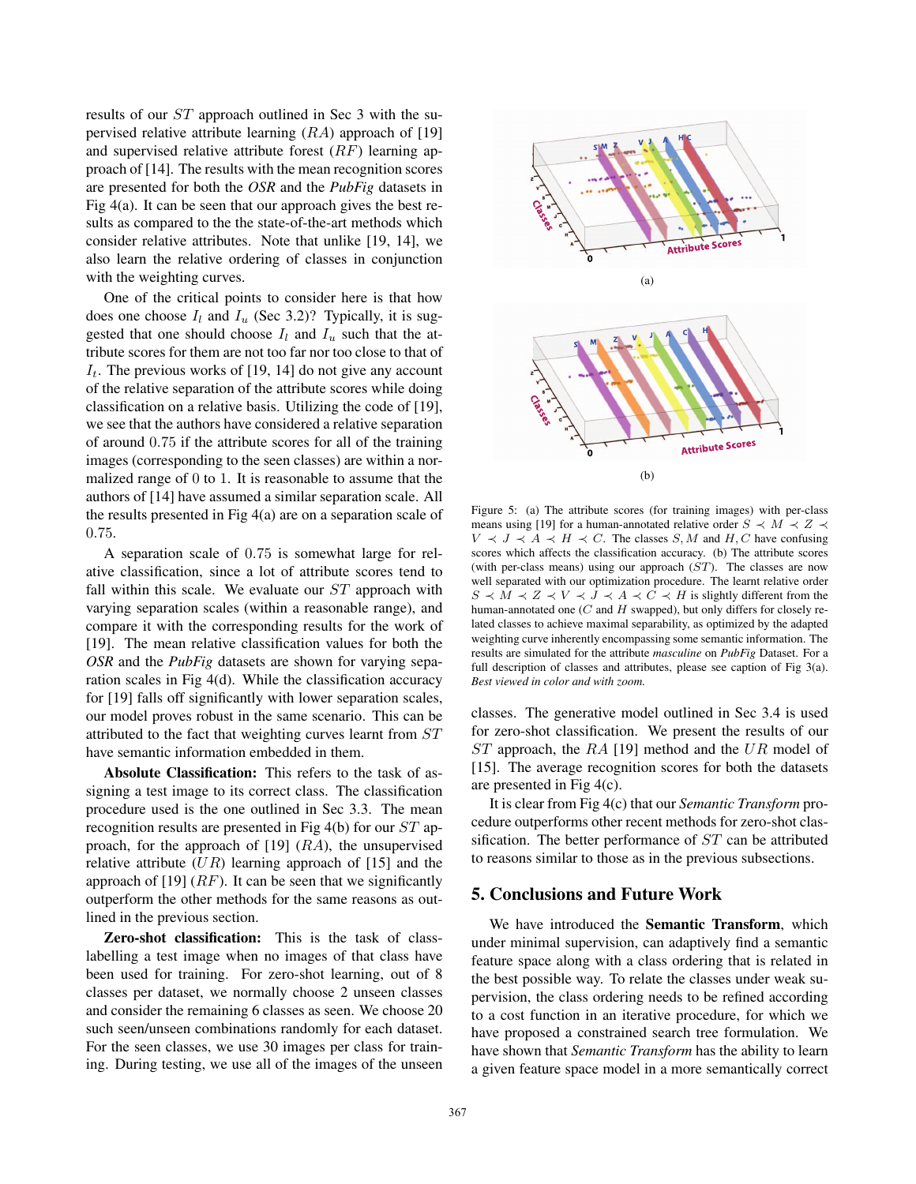results of our $ST$ approach outlined in Sec 3 with the supervised relative attribute learning ($RA$) approach of [19] and supervised relative attribute forest ($RF$) learning approach of [14]. The results with the mean recognition scores are presented for both the *OSR* and the *PubFig* datasets in Fig 4(a). It can be seen that our approach gives the best results as compared to the the state-of-the-art methods which consider relative attributes. Note that unlike [19, 14], we also learn the relative ordering of classes in conjunction with the weighting curves.

One of the critical points to consider here is that how does one choose $I_l$ and $I_u$ (Sec 3.2)? Typically, it is suggested that one should choose $I_l$ and $I_u$ such that the attribute scores for them are not too far nor too close to that of $I_t$. The previous works of [19, 14] do not give any account of the relative separation of the attribute scores while doing classification on a relative basis. Utilizing the code of [19], we see that the authors have considered a relative separation of around 0.75 if the attribute scores for all of the training images (corresponding to the seen classes) are within a normalized range of 0 to 1. It is reasonable to assume that the authors of [14] have assumed a similar separation scale. All the results presented in Fig 4(a) are on a separation scale of 0.75.

A separation scale of 0.75 is somewhat large for relative classification, since a lot of attribute scores tend to fall within this scale. We evaluate our $ST$ approach with varying separation scales (within a reasonable range), and compare it with the corresponding results for the work of [19]. The mean relative classification values for both the *OSR* and the *PubFig* datasets are shown for varying separation scales in Fig 4(d). While the classification accuracy for [19] falls off significantly with lower separation scales, our model proves robust in the same scenario. This can be attributed to the fact that weighting curves learnt from $ST$ have semantic information embedded in them.

**Absolute Classification:** This refers to the task of assigning a test image to its correct class. The classification procedure used is the one outlined in Sec 3.3. The mean recognition results are presented in Fig 4(b) for our $ST$ approach, for the approach of [19] ($RA$), the unsupervised relative attribute ($UR$) learning approach of [15] and the approach of [19] ($RF$). It can be seen that we significantly outperform the other methods for the same reasons as outlined in the previous section.

**Zero-shot classification:** This is the task of class-labelling a test image when no images of that class have been used for training. For zero-shot learning, out of 8 classes per dataset, we normally choose 2 unseen classes and consider the remaining 6 classes as seen. We choose 20 such seen/unseen combinations randomly for each dataset. For the seen classes, we use 30 images per class for training. During testing, we use all of the images of the unseen classes. The generative model outlined in Sec 3.4 is used for zero-shot classification. We present the results of our $ST$ approach, the $RA$ [19] method and the $UR$ model of [15]. The average recognition scores for both the datasets are presented in Fig 4(c).

It is clear from Fig 4(c) that our *Semantic Transform* procedure outperforms other recent methods for zero-shot classification. The better performance of $ST$ can be attributed to reasons similar to those as in the previous subsections.

(a)

(b)

Figure 5: (a) The attribute scores (for training images) with per-class means using [19] for a human-annotated relative order $S \prec M \prec Z \prec V \prec J \prec A \prec H \prec C$. The classes $S, M$ and $H, C$ have confusing scores which affects the classification accuracy. (b) The attribute scores (with per-class means) using our approach ($ST$). The classes are now well separated with our optimization procedure. The learnt relative order $S \prec M \prec Z \prec V \prec J \prec A \prec C \prec H$ is slightly different from the human-annotated one ($C$ and $H$ swapped), but only differs for closely related classes to achieve maximal separability, as optimized by the adapted weighting curve inherently encompassing some semantic information. The results are simulated for the attribute *masculine* on *PubFig* Dataset. For a full description of classes and attributes, please see caption of Fig 3(a). *Best viewed in color and with zoom.*

## 5. Conclusions and Future Work

We have introduced the **Semantic Transform**, which under minimal supervision, can adaptively find a semantic feature space along with a class ordering that is related in the best possible way. To relate the classes under weak supervision, the class ordering needs to be refined according to a cost function in an iterative procedure, for which we have proposed a constrained search tree formulation. We have shown that *Semantic Transform* has the ability to learn a given feature space model in a more semantically correct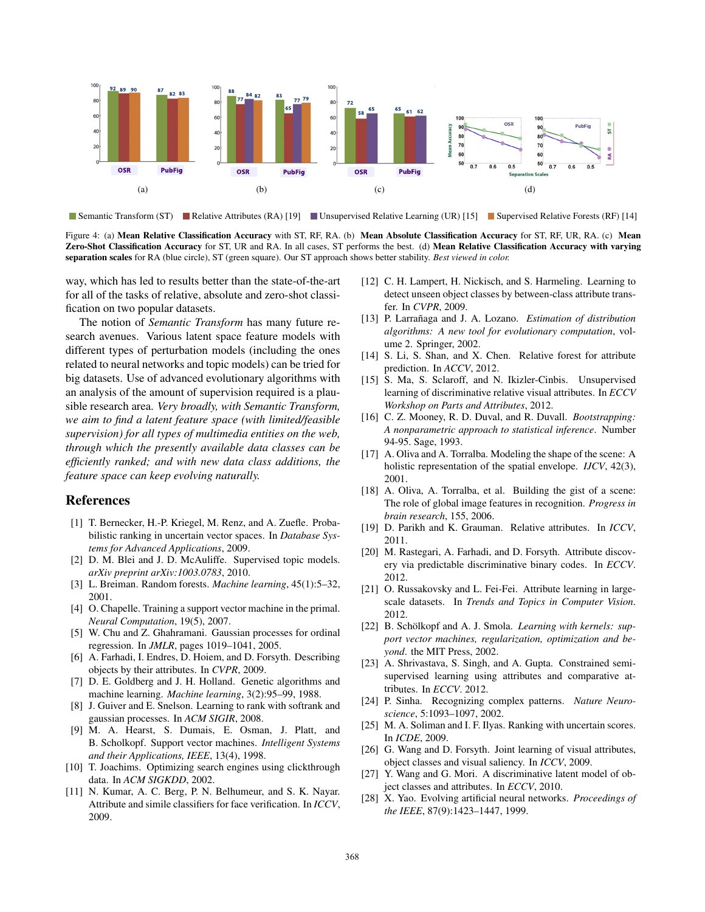100
92 89 90
87
82 83
80
60
40
20
0
OSR
PubFig

(a)

100
88
77
84 82
83
65
77 79
80
60
40
20
0
OSR
PubFig

(b)

100
80
72
58
65
65
61 62
60
40
20
0
OSR
PubFig

(c)

100
90
80
70
60
50
Mean Accuracy
OSR
0.7
0.6
0.5
100
90
80
70
60
50
PubFig
0.7
0.6
0.5
Separation Scales
ST
RA

(d)

Semantic Transform (ST) Relative Attributes (RA) [19] Unsupervised Relative Learning (UR) [15] Supervised Relative Forests (RF) [14]

Figure 4: (a) **Mean Relative Classification Accuracy** with ST, RF, RA. (b) **Mean Absolute Classification Accuracy** for ST, RF, UR, RA. (c) **Mean Zero-Shot Classification Accuracy** for ST, UR and RA. In all cases, ST performs the best. (d) **Mean Relative Classification Accuracy with varying separation scales** for RA (blue circle), ST (green square). Our ST approach shows better stability. *Best viewed in color.*

way, which has led to results better than the state-of-the-art for all of the tasks of relative, absolute and zero-shot classification on two popular datasets.

The notion of *Semantic Transform* has many future research avenues. Various latent space feature models with different types of perturbation models (including the ones related to neural networks and topic models) can be tried for big datasets. Use of advanced evolutionary algorithms with an analysis of the amount of supervision required is a plausible research area. *Very broadly, with Semantic Transform, we aim to find a latent feature space (with limited/feasible supervision) for all types of multimedia entities on the web, through which the presently available data classes can be efficiently ranked; and with new data class additions, the feature space can keep evolving naturally.*

## References

[1] T. Bernecker, H.-P. Kriegel, M. Renz, and A. Zuefle. Probabilistic ranking in uncertain vector spaces. In *Database Systems for Advanced Applications*, 2009.

[2] D. M. Blei and J. D. McAuliffe. Supervised topic models. *arXiv preprint arXiv:1003.0783*, 2010.

[3] L. Breiman. Random forests. *Machine learning*, 45(1):5–32, 2001.

[4] O. Chapelle. Training a support vector machine in the primal. *Neural Computation*, 19(5), 2007.

[5] W. Chu and Z. Ghahramani. Gaussian processes for ordinal regression. In *JMLR*, pages 1019–1041, 2005.

[6] A. Farhadi, I. Endres, D. Hoiem, and D. Forsyth. Describing objects by their attributes. In *CVPR*, 2009.

[7] D. E. Goldberg and J. H. Holland. Genetic algorithms and machine learning. *Machine learning*, 3(2):95–99, 1988.

[8] J. Guiver and E. Snelson. Learning to rank with softrank and gaussian processes. In *ACM SIGIR*, 2008.

[9] M. A. Hearst, S. Dumais, E. Osman, J. Platt, and B. Scholkopf. Support vector machines. *Intelligent Systems and their Applications, IEEE*, 13(4), 1998.

[10] T. Joachims. Optimizing search engines using clickthrough data. In *ACM SIGKDD*, 2002.

[11] N. Kumar, A. C. Berg, P. N. Belhumeur, and S. K. Nayar. Attribute and simile classifiers for face verification. In *ICCV*, 2009.

[12] C. H. Lampert, H. Nickisch, and S. Harmeling. Learning to detect unseen object classes by between-class attribute transfer. In *CVPR*, 2009.

[13] P. Larrañaga and J. A. Lozano. *Estimation of distribution algorithms: A new tool for evolutionary computation*, volume 2. Springer, 2002.

[14] S. Li, S. Shan, and X. Chen. Relative forest for attribute prediction. In *ACCV*, 2012.

[15] S. Ma, S. Sclaroff, and N. Ikizler-Cinbis. Unsupervised learning of discriminative relative visual attributes. In *ECCV Workshop on Parts and Attributes*, 2012.

[16] C. Z. Mooney, R. D. Duval, and R. Duvall. *Bootstrapping: A nonparametric approach to statistical inference*. Number 94-95. Sage, 1993.

[17] A. Oliva and A. Torralba. Modeling the shape of the scene: A holistic representation of the spatial envelope. *IJCV*, 42(3), 2001.

[18] A. Oliva, A. Torralba, et al. Building the gist of a scene: The role of global image features in recognition. *Progress in brain research*, 155, 2006.

[19] D. Parikh and K. Grauman. Relative attributes. In *ICCV*, 2011.

[20] M. Rastegari, A. Farhadi, and D. Forsyth. Attribute discovery via predictable discriminative binary codes. In *ECCV*. 2012.

[21] O. Russakovsky and L. Fei-Fei. Attribute learning in large-scale datasets. In *Trends and Topics in Computer Vision*. 2012.

[22] B. Schölkopf and A. J. Smola. *Learning with kernels: support vector machines, regularization, optimization and beyond*. the MIT Press, 2002.

[23] A. Shrivastava, S. Singh, and A. Gupta. Constrained semi-supervised learning using attributes and comparative attributes. In *ECCV*. 2012.

[24] P. Sinha. Recognizing complex patterns. *Nature Neuroscience*, 5:1093–1097, 2002.

[25] M. A. Soliman and I. F. Ilyas. Ranking with uncertain scores. In *ICDE*, 2009.

[26] G. Wang and D. Forsyth. Joint learning of visual attributes, object classes and visual saliency. In *ICCV*, 2009.

[27] Y. Wang and G. Mori. A discriminative latent model of object classes and attributes. In *ECCV*, 2010.

[28] X. Yao. Evolving artificial neural networks. *Proceedings of the IEEE*, 87(9):1423–1447, 1999.